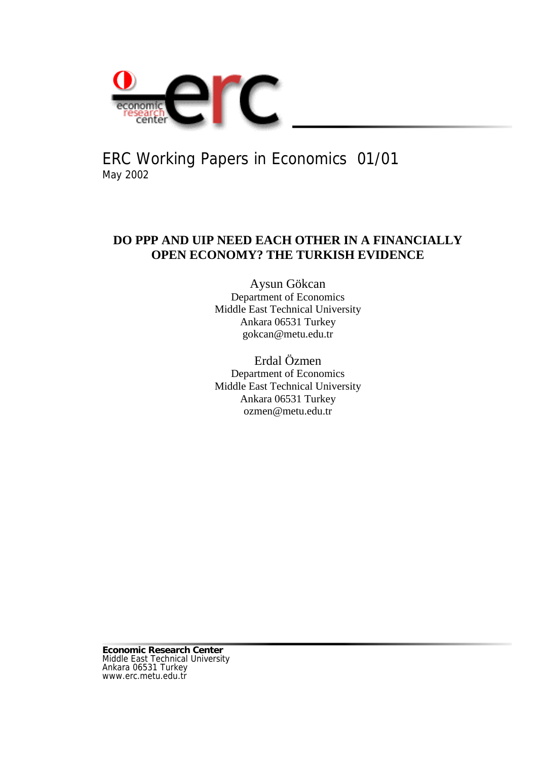ERC Working Papers in Economics 01/01
May 2002

# DO PPP AND UIP NEED EACH OTHER IN A FINANCIALLY OPEN ECONOMY? THE TURKISH EVIDENCE

Aysun Gökcan
Department of Economics
Middle East Technical University
Ankara 06531 Turkey
gokcan@metu.edu.tr

Erdal Özmen
Department of Economics
Middle East Technical University
Ankara 06531 Turkey
ozmen@metu.edu.tr

**Economic Research Center**
Middle East Technical University
Ankara 06531 Turkey
www.erc.metu.edu.tr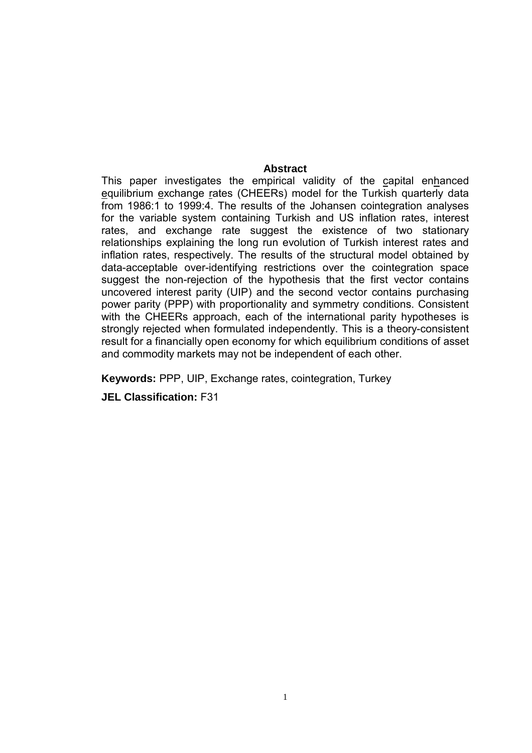## Abstract

This paper investigates the empirical validity of the capital enhanced equilibrium exchange rates (CHEERs) model for the Turkish quarterly data from 1986:1 to 1999:4. The results of the Johansen cointegration analyses for the variable system containing Turkish and US inflation rates, interest rates, and exchange rate suggest the existence of two stationary relationships explaining the long run evolution of Turkish interest rates and inflation rates, respectively. The results of the structural model obtained by data-acceptable over-identifying restrictions over the cointegration space suggest the non-rejection of the hypothesis that the first vector contains uncovered interest parity (UIP) and the second vector contains purchasing power parity (PPP) with proportionality and symmetry conditions. Consistent with the CHEERs approach, each of the international parity hypotheses is strongly rejected when formulated independently. This is a theory-consistent result for a financially open economy for which equilibrium conditions of asset and commodity markets may not be independent of each other.

**Keywords:** PPP, UIP, Exchange rates, cointegration, Turkey

**JEL Classification:** F31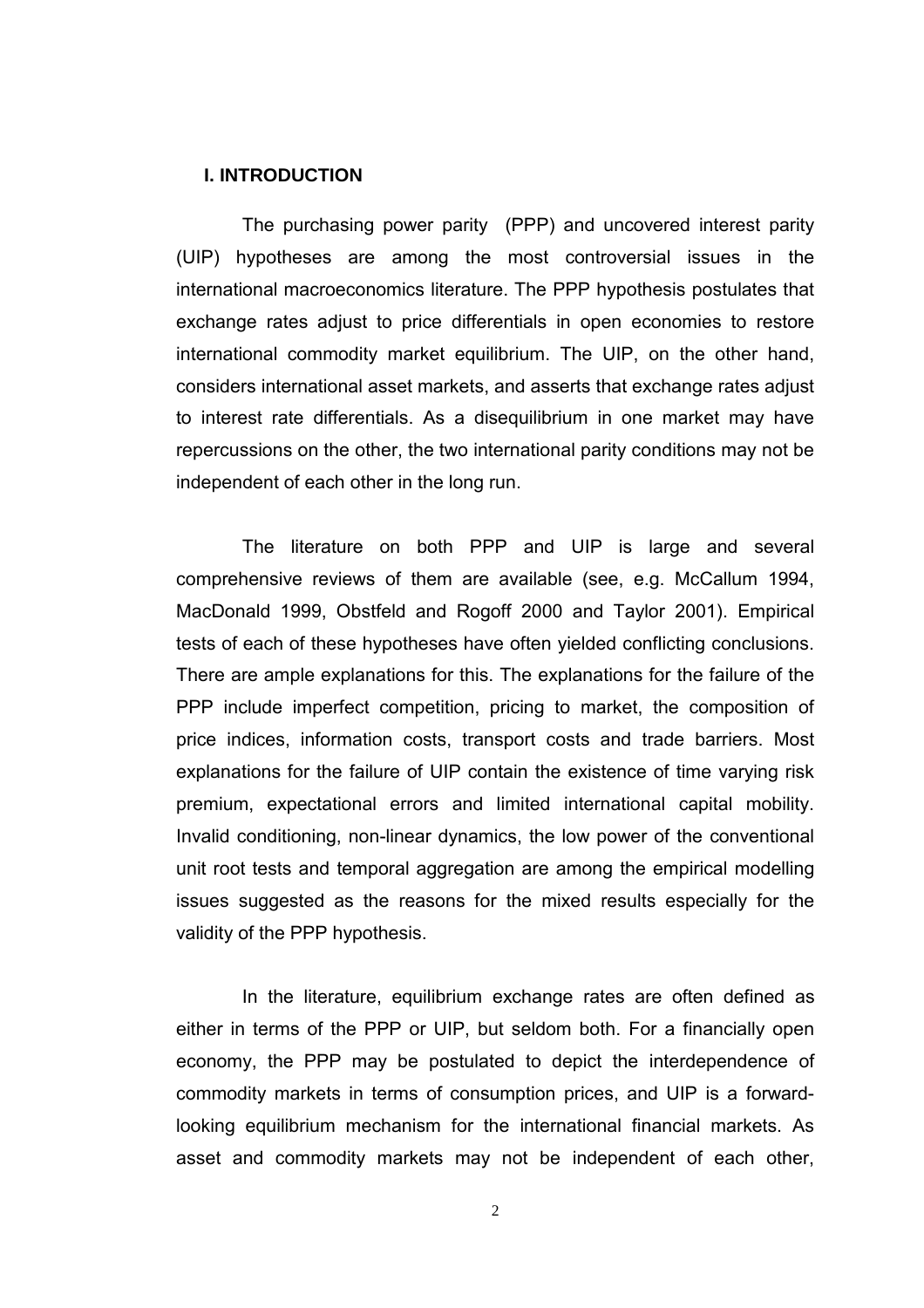## I. INTRODUCTION

The purchasing power parity (PPP) and uncovered interest parity (UIP) hypotheses are among the most controversial issues in the international macroeconomics literature. The PPP hypothesis postulates that exchange rates adjust to price differentials in open economies to restore international commodity market equilibrium. The UIP, on the other hand, considers international asset markets, and asserts that exchange rates adjust to interest rate differentials. As a disequilibrium in one market may have repercussions on the other, the two international parity conditions may not be independent of each other in the long run.

The literature on both PPP and UIP is large and several comprehensive reviews of them are available (see, e.g. McCallum 1994, MacDonald 1999, Obstfeld and Rogoff 2000 and Taylor 2001). Empirical tests of each of these hypotheses have often yielded conflicting conclusions. There are ample explanations for this. The explanations for the failure of the PPP include imperfect competition, pricing to market, the composition of price indices, information costs, transport costs and trade barriers. Most explanations for the failure of UIP contain the existence of time varying risk premium, expectational errors and limited international capital mobility. Invalid conditioning, non-linear dynamics, the low power of the conventional unit root tests and temporal aggregation are among the empirical modelling issues suggested as the reasons for the mixed results especially for the validity of the PPP hypothesis.

In the literature, equilibrium exchange rates are often defined as either in terms of the PPP or UIP, but seldom both. For a financially open economy, the PPP may be postulated to depict the interdependence of commodity markets in terms of consumption prices, and UIP is a forward-looking equilibrium mechanism for the international financial markets. As asset and commodity markets may not be independent of each other,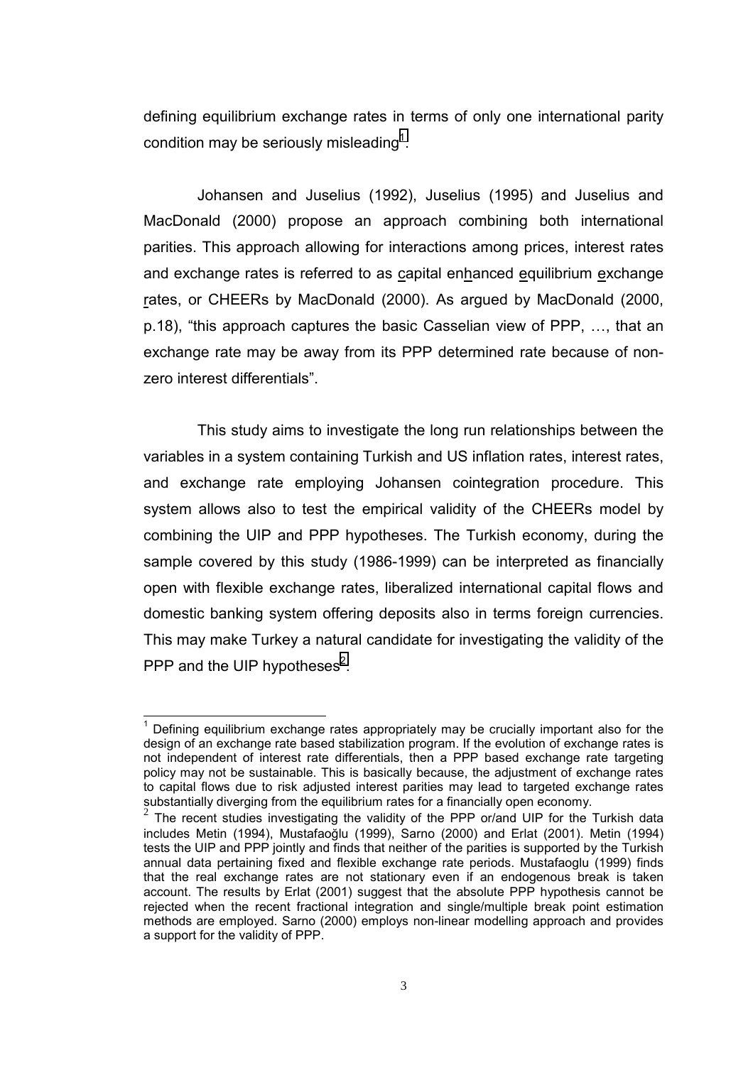defining equilibrium exchange rates in terms of only one international parity condition may be seriously misleading[1].

Johansen and Juselius (1992), Juselius (1995) and Juselius and MacDonald (2000) propose an approach combining both international parities. This approach allowing for interactions among prices, interest rates and exchange rates is referred to as capital enhanced equilibrium exchange rates, or CHEERs by MacDonald (2000). As argued by MacDonald (2000, p.18), "this approach captures the basic Casselian view of PPP, …, that an exchange rate may be away from its PPP determined rate because of non-zero interest differentials".

This study aims to investigate the long run relationships between the variables in a system containing Turkish and US inflation rates, interest rates, and exchange rate employing Johansen cointegration procedure. This system allows also to test the empirical validity of the CHEERs model by combining the UIP and PPP hypotheses. The Turkish economy, during the sample covered by this study (1986-1999) can be interpreted as financially open with flexible exchange rates, liberalized international capital flows and domestic banking system offering deposits also in terms foreign currencies. This may make Turkey a natural candidate for investigating the validity of the PPP and the UIP hypotheses[2].

---

[1] Defining equilibrium exchange rates appropriately may be crucially important also for the design of an exchange rate based stabilization program. If the evolution of exchange rates is not independent of interest rate differentials, then a PPP based exchange rate targeting policy may not be sustainable. This is basically because, the adjustment of exchange rates to capital flows due to risk adjusted interest parities may lead to targeted exchange rates substantially diverging from the equilibrium rates for a financially open economy.

[2] The recent studies investigating the validity of the PPP or/and UIP for the Turkish data includes Metin (1994), Mustafaoğlu (1999), Sarno (2000) and Erlat (2001). Metin (1994) tests the UIP and PPP jointly and finds that neither of the parities is supported by the Turkish annual data pertaining fixed and flexible exchange rate periods. Mustafaoglu (1999) finds that the real exchange rates are not stationary even if an endogenous break is taken account. The results by Erlat (2001) suggest that the absolute PPP hypothesis cannot be rejected when the recent fractional integration and single/multiple break point estimation methods are employed. Sarno (2000) employs non-linear modelling approach and provides a support for the validity of PPP.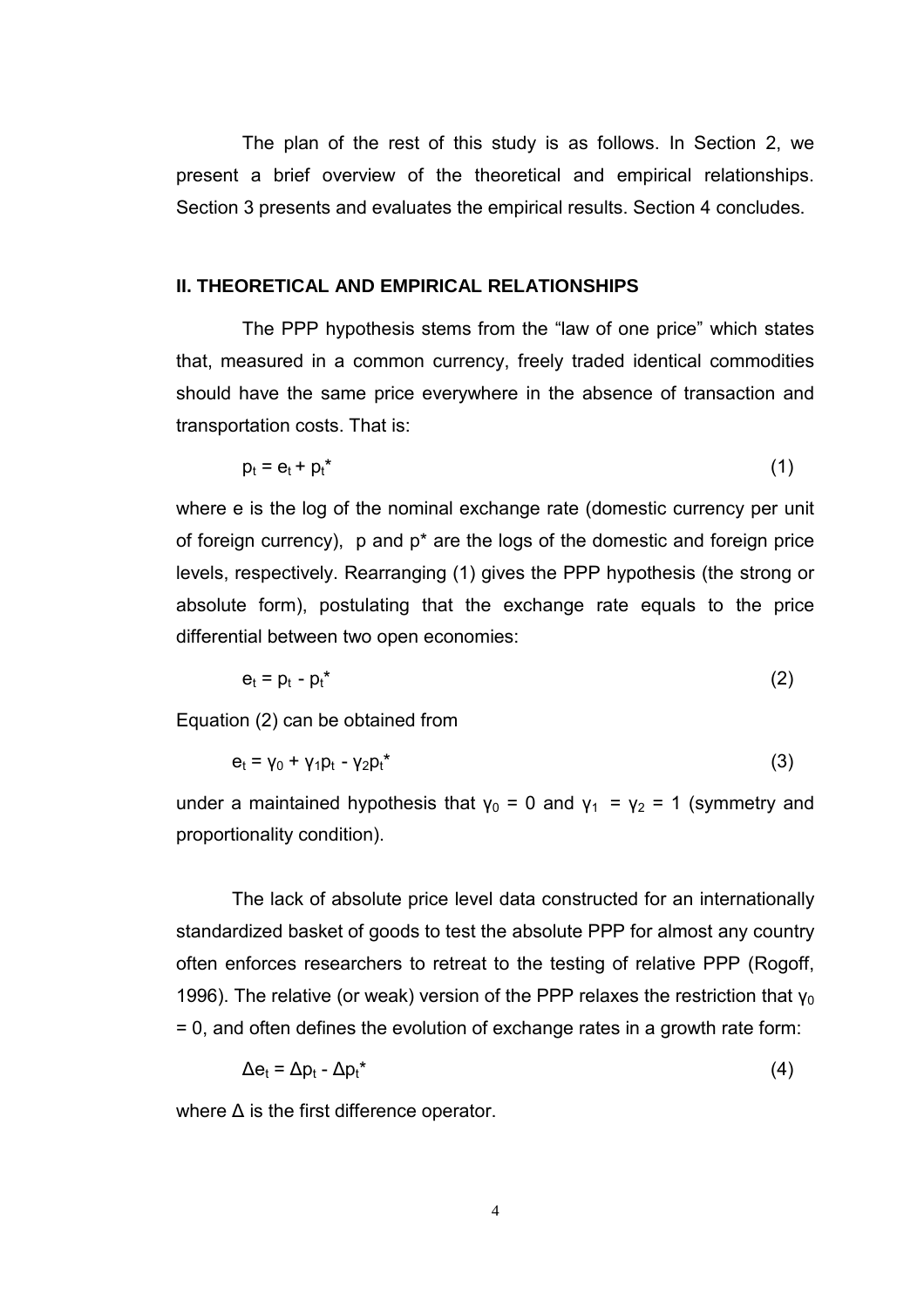The plan of the rest of this study is as follows. In Section 2, we present a brief overview of the theoretical and empirical relationships. Section 3 presents and evaluates the empirical results. Section 4 concludes.

## II. THEORETICAL AND EMPIRICAL RELATIONSHIPS

The PPP hypothesis stems from the "law of one price" which states that, measured in a common currency, freely traded identical commodities should have the same price everywhere in the absence of transaction and transportation costs. That is:

$$p_t = e_t + p_t^* \tag{1}$$

where e is the log of the nominal exchange rate (domestic currency per unit of foreign currency), p and p* are the logs of the domestic and foreign price levels, respectively. Rearranging (1) gives the PPP hypothesis (the strong or absolute form), postulating that the exchange rate equals to the price differential between two open economies:

$$e_t = p_t - p_t^* \tag{2}$$

Equation (2) can be obtained from

$$e_t = \gamma_0 + \gamma_1 p_t - \gamma_2 p_t^* \tag{3}$$

under a maintained hypothesis that $\gamma_0 = 0$ and $\gamma_1 = \gamma_2 = 1$ (symmetry and proportionality condition).

The lack of absolute price level data constructed for an internationally standardized basket of goods to test the absolute PPP for almost any country often enforces researchers to retreat to the testing of relative PPP (Rogoff, 1996). The relative (or weak) version of the PPP relaxes the restriction that $\gamma_0 = 0$, and often defines the evolution of exchange rates in a growth rate form:

$$\Delta e_t = \Delta p_t - \Delta p_t^* \tag{4}$$

where $\Delta$ is the first difference operator.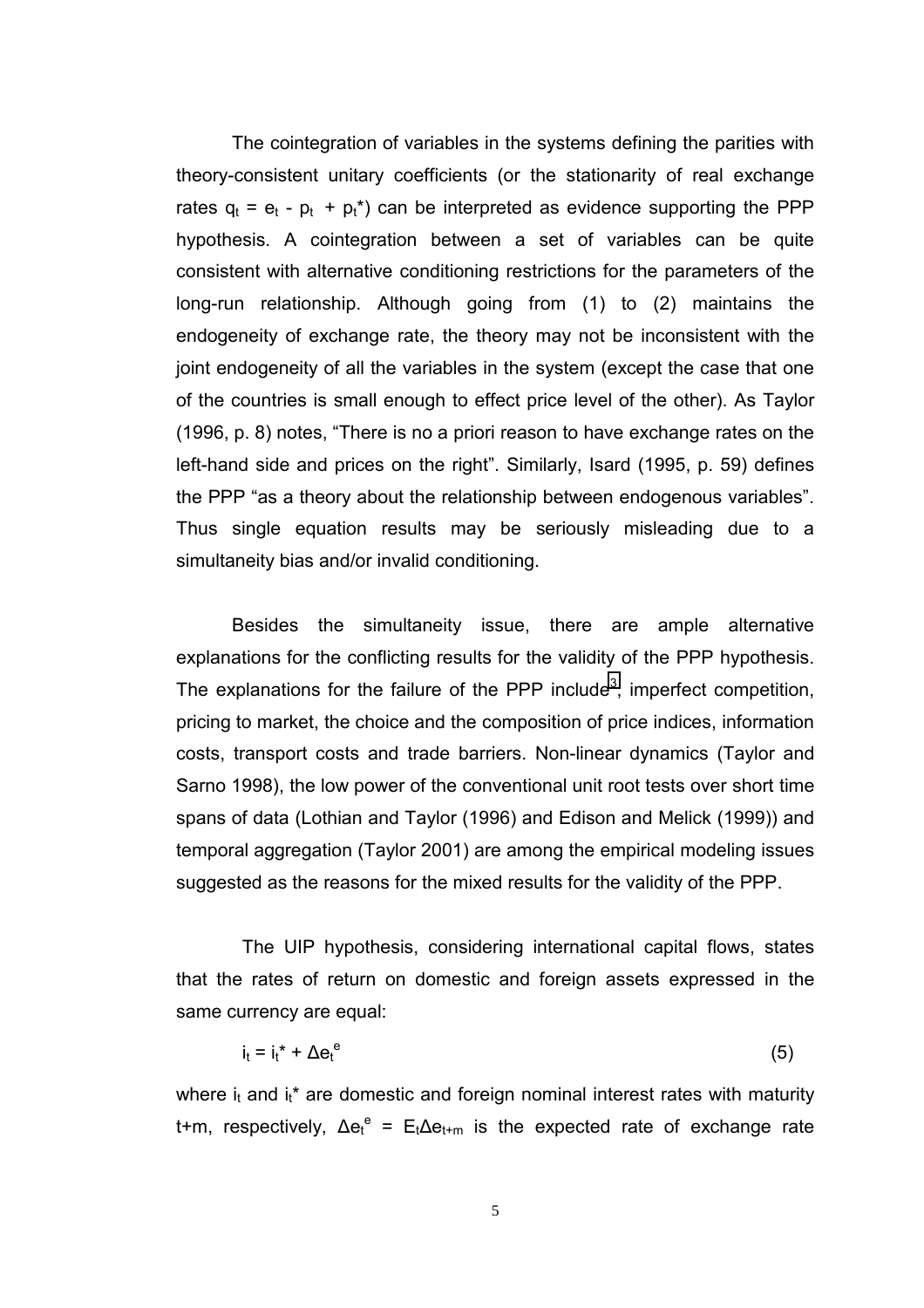The cointegration of variables in the systems defining the parities with theory-consistent unitary coefficients (or the stationarity of real exchange rates $q_t = e_t - p_t + p_t^*$) can be interpreted as evidence supporting the PPP hypothesis. A cointegration between a set of variables can be quite consistent with alternative conditioning restrictions for the parameters of the long-run relationship. Although going from (1) to (2) maintains the endogeneity of exchange rate, the theory may not be inconsistent with the joint endogeneity of all the variables in the system (except the case that one of the countries is small enough to effect price level of the other). As Taylor (1996, p. 8) notes, "There is no a priori reason to have exchange rates on the left-hand side and prices on the right". Similarly, Isard (1995, p. 59) defines the PPP "as a theory about the relationship between endogenous variables". Thus single equation results may be seriously misleading due to a simultaneity bias and/or invalid conditioning.

Besides the simultaneity issue, there are ample alternative explanations for the conflicting results for the validity of the PPP hypothesis. The explanations for the failure of the PPP include[3], imperfect competition, pricing to market, the choice and the composition of price indices, information costs, transport costs and trade barriers. Non-linear dynamics (Taylor and Sarno 1998), the low power of the conventional unit root tests over short time spans of data (Lothian and Taylor (1996) and Edison and Melick (1999)) and temporal aggregation (Taylor 2001) are among the empirical modeling issues suggested as the reasons for the mixed results for the validity of the PPP.

The UIP hypothesis, considering international capital flows, states that the rates of return on domestic and foreign assets expressed in the same currency are equal:

$$i_t = i_t^* + \Delta e_t^e \qquad (5)$$

where $i_t$ and $i_t^*$ are domestic and foreign nominal interest rates with maturity t+m, respectively, $\Delta e_t^e = E_t \Delta e_{t+m}$ is the expected rate of exchange rate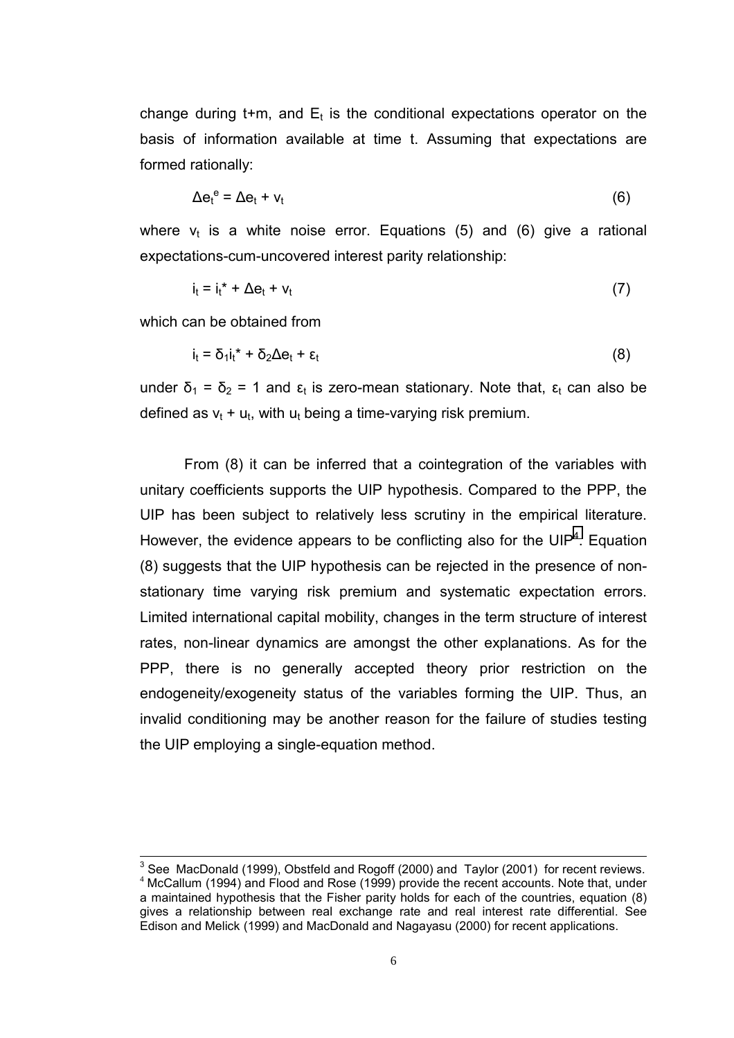change during t+m, and $E_t$ is the conditional expectations operator on the basis of information available at time t. Assuming that expectations are formed rationally:

$$\Delta e_t^e = \Delta e_t + v_t \tag{6}$$

where $v_t$ is a white noise error. Equations (5) and (6) give a rational expectations-cum-uncovered interest parity relationship:

$$i_t = i_t^* + \Delta e_t + v_t \tag{7}$$

which can be obtained from

$$i_t = \delta_1 i_t^* + \delta_2 \Delta e_t + \varepsilon_t \tag{8}$$

under $\delta_1 = \delta_2 = 1$ and $\varepsilon_t$ is zero-mean stationary. Note that, $\varepsilon_t$ can also be defined as $v_t + u_t$, with $u_t$ being a time-varying risk premium.

From (8) it can be inferred that a cointegration of the variables with unitary coefficients supports the UIP hypothesis. Compared to the PPP, the UIP has been subject to relatively less scrutiny in the empirical literature. However, the evidence appears to be conflicting also for the UIP[4]. Equation (8) suggests that the UIP hypothesis can be rejected in the presence of non-stationary time varying risk premium and systematic expectation errors. Limited international capital mobility, changes in the term structure of interest rates, non-linear dynamics are amongst the other explanations. As for the PPP, there is no generally accepted theory prior restriction on the endogeneity/exogeneity status of the variables forming the UIP. Thus, an invalid conditioning may be another reason for the failure of studies testing the UIP employing a single-equation method.

---

[3] See MacDonald (1999), Obstfeld and Rogoff (2000) and Taylor (2001) for recent reviews.

[4] McCallum (1994) and Flood and Rose (1999) provide the recent accounts. Note that, under a maintained hypothesis that the Fisher parity holds for each of the countries, equation (8) gives a relationship between real exchange rate and real interest rate differential. See Edison and Melick (1999) and MacDonald and Nagayasu (2000) for recent applications.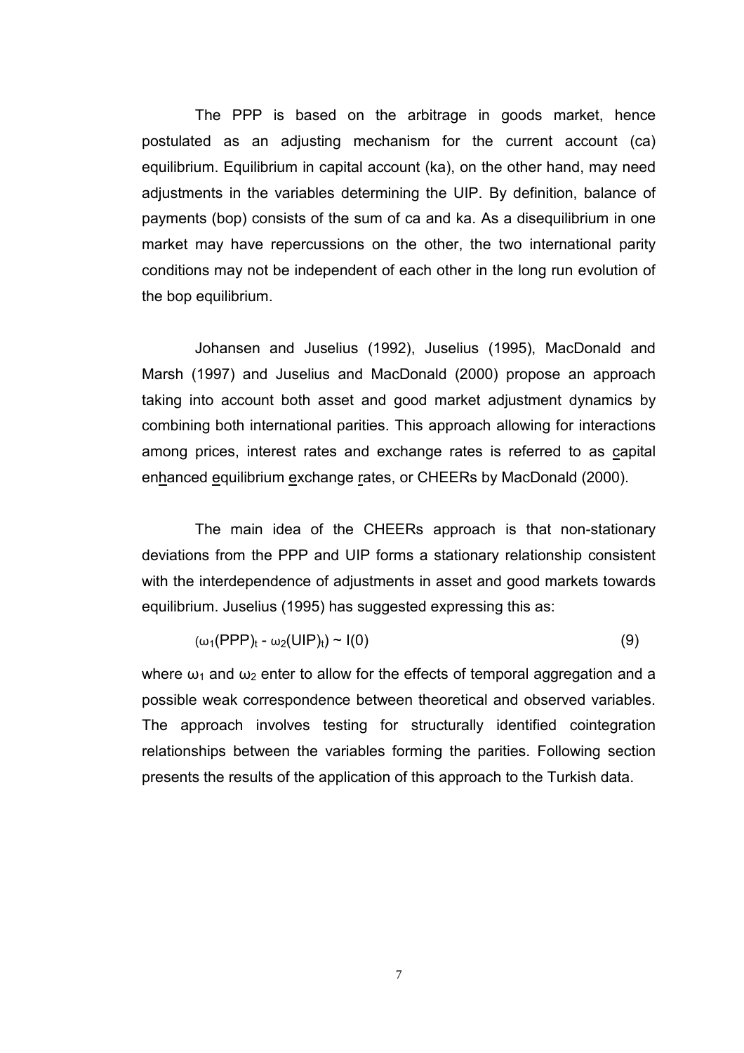The PPP is based on the arbitrage in goods market, hence postulated as an adjusting mechanism for the current account (ca) equilibrium. Equilibrium in capital account (ka), on the other hand, may need adjustments in the variables determining the UIP. By definition, balance of payments (bop) consists of the sum of ca and ka. As a disequilibrium in one market may have repercussions on the other, the two international parity conditions may not be independent of each other in the long run evolution of the bop equilibrium.

Johansen and Juselius (1992), Juselius (1995), MacDonald and Marsh (1997) and Juselius and MacDonald (2000) propose an approach taking into account both asset and good market adjustment dynamics by combining both international parities. This approach allowing for interactions among prices, interest rates and exchange rates is referred to as capital enhanced equilibrium exchange rates, or CHEERs by MacDonald (2000).

The main idea of the CHEERs approach is that non-stationary deviations from the PPP and UIP forms a stationary relationship consistent with the interdependence of adjustments in asset and good markets towards equilibrium. Juselius (1995) has suggested expressing this as:

$$(\omega_1(PPP)_t - \omega_2(UIP)_t) \sim I(0) \tag{9}$$

where $\omega_1$ and $\omega_2$ enter to allow for the effects of temporal aggregation and a possible weak correspondence between theoretical and observed variables. The approach involves testing for structurally identified cointegration relationships between the variables forming the parities. Following section presents the results of the application of this approach to the Turkish data.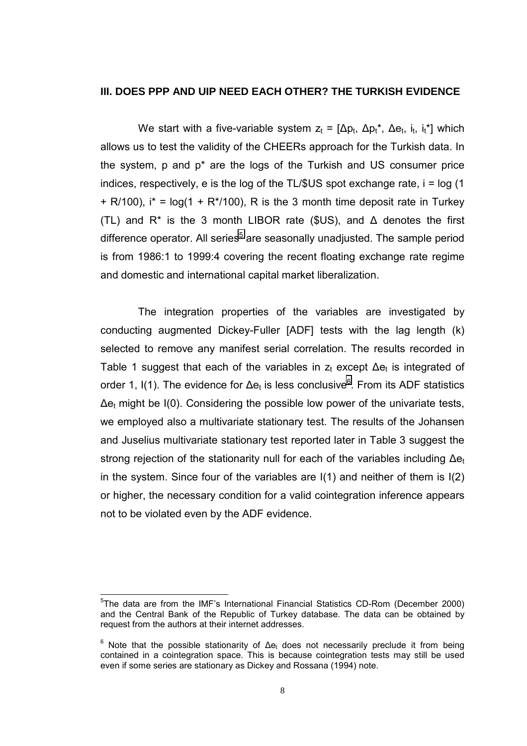### III. DOES PPP AND UIP NEED EACH OTHER? THE TURKISH EVIDENCE

We start with a five-variable system $z_t = [\Delta p_t, \Delta p_t^*, \Delta e_t, i_t, i_t^*]$ which allows us to test the validity of the CHEERs approach for the Turkish data. In the system, p and p* are the logs of the Turkish and US consumer price indices, respectively, e is the log of the TL/\$US spot exchange rate, $i = \log(1 + R/100)$, $i^* = \log(1 + R^*/100)$, R is the 3 month time deposit rate in Turkey (TL) and R* is the 3 month LIBOR rate (\$US), and Δ denotes the first difference operator. All series[5] are seasonally unadjusted. The sample period is from 1986:1 to 1999:4 covering the recent floating exchange rate regime and domestic and international capital market liberalization.

The integration properties of the variables are investigated by conducting augmented Dickey-Fuller [ADF] tests with the lag length (k) selected to remove any manifest serial correlation. The results recorded in Table 1 suggest that each of the variables in $z_t$ except $\Delta e_t$ is integrated of order 1, I(1). The evidence for $\Delta e_t$ is less conclusive[6]. From its ADF statistics $\Delta e_t$ might be I(0). Considering the possible low power of the univariate tests, we employed also a multivariate stationary test. The results of the Johansen and Juselius multivariate stationary test reported later in Table 3 suggest the strong rejection of the stationarity null for each of the variables including $\Delta e_t$ in the system. Since four of the variables are I(1) and neither of them is I(2) or higher, the necessary condition for a valid cointegration inference appears not to be violated even by the ADF evidence.

---

[5] The data are from the IMF's International Financial Statistics CD-Rom (December 2000) and the Central Bank of the Republic of Turkey database. The data can be obtained by request from the authors at their internet addresses.

[6] Note that the possible stationarity of $\Delta e_t$ does not necessarily preclude it from being contained in a cointegration space. This is because cointegration tests may still be used even if some series are stationary as Dickey and Rossana (1994) note.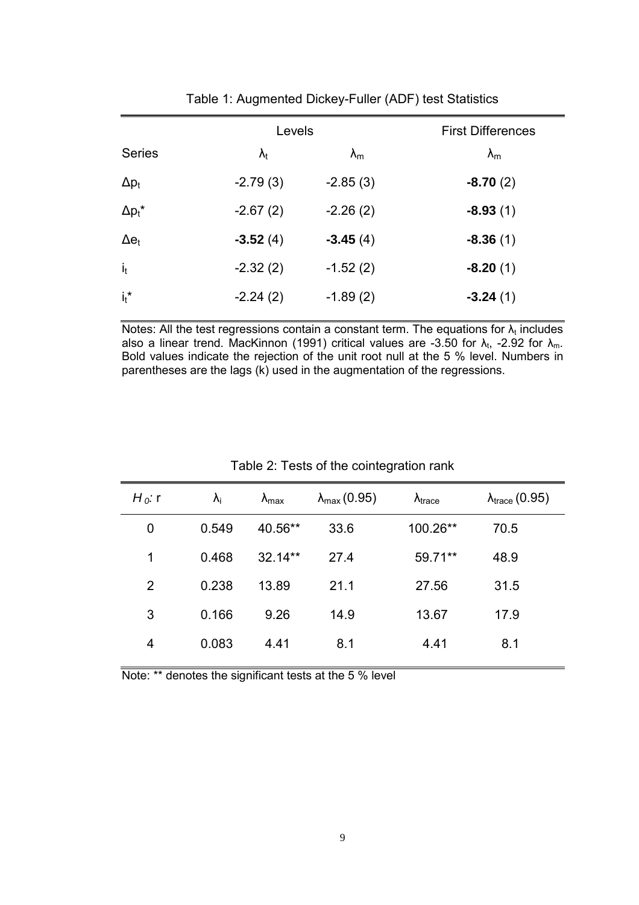Table 1: Augmented Dickey-Fuller (ADF) test Statistics

| | Levels | | First Differences |
|---|---|---|---|
| Series | $\lambda_t$ | $\lambda_m$ | $\lambda_m$ |
| $\Delta p_t$ | -2.79 (3) | -2.85 (3) | **-8.70** (2) |
| $\Delta p_t^*$ | -2.67 (2) | -2.26 (2) | **-8.93** (1) |
| $\Delta e_t$ | **-3.52** (4) | **-3.45** (4) | **-8.36** (1) |
| $i_t$ | -2.32 (2) | -1.52 (2) | **-8.20** (1) |
| $i_t^*$ | -2.24 (2) | -1.89 (2) | **-3.24** (1) |

Notes: All the test regressions contain a constant term. The equations for $\lambda_t$ includes also a linear trend. MacKinnon (1991) critical values are -3.50 for $\lambda_t$, -2.92 for $\lambda_m$. Bold values indicate the rejection of the unit root null at the 5 % level. Numbers in parentheses are the lags (k) used in the augmentation of the regressions.

Table 2: Tests of the cointegration rank

| $H_0$: r | $\lambda_i$ | $\lambda_{max}$ | $\lambda_{max}$ (0.95) | $\lambda_{trace}$ | $\lambda_{trace}$ (0.95) |
|---|---|---|---|---|---|
| 0 | 0.549 | 40.56** | 33.6 | 100.26** | 70.5 |
| 1 | 0.468 | 32.14** | 27.4 | 59.71** | 48.9 |
| 2 | 0.238 | 13.89 | 21.1 | 27.56 | 31.5 |
| 3 | 0.166 | 9.26 | 14.9 | 13.67 | 17.9 |
| 4 | 0.083 | 4.41 | 8.1 | 4.41 | 8.1 |

Note: ** denotes the significant tests at the 5 % level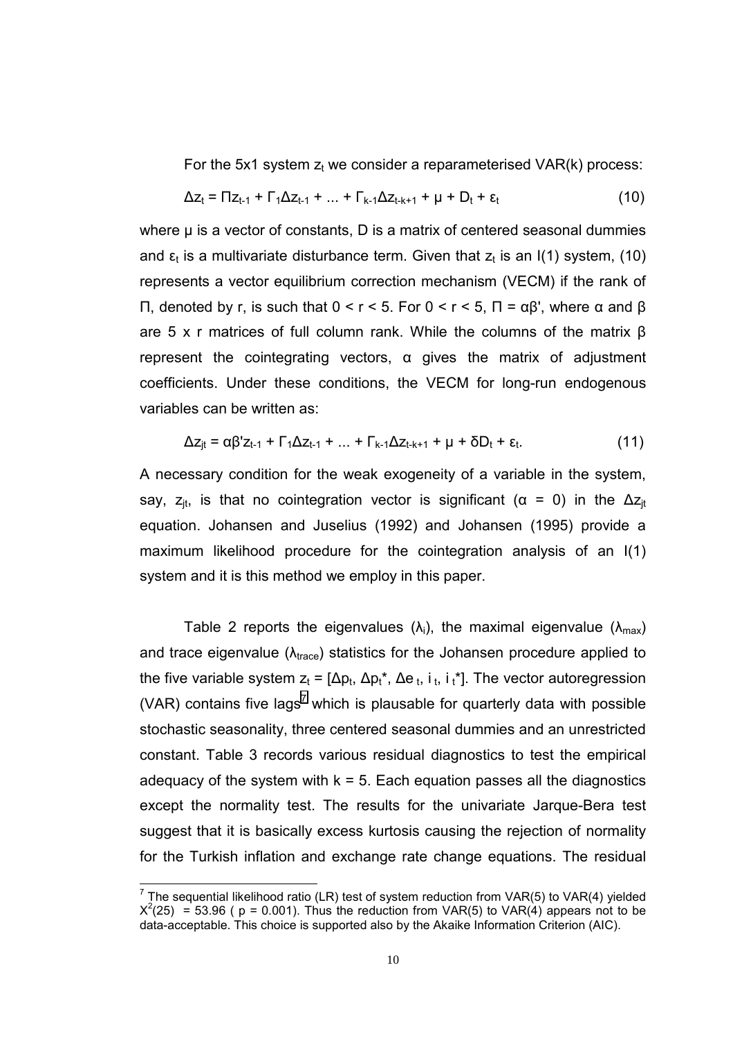For the 5x1 system $z_t$ we consider a reparameterised VAR(k) process:

$$\Delta z_t = \Pi z_{t-1} + \Gamma_1 \Delta z_{t-1} + ... + \Gamma_{k-1} \Delta z_{t-k+1} + \mu + D_t + \varepsilon_t \tag{10}$$

where $\mu$ is a vector of constants, D is a matrix of centered seasonal dummies and $\varepsilon_t$ is a multivariate disturbance term. Given that $z_t$ is an I(1) system, (10) represents a vector equilibrium correction mechanism (VECM) if the rank of $\Pi$, denoted by r, is such that $0 < r < 5$. For $0 < r < 5$, $\Pi = \alpha\beta'$, where $\alpha$ and $\beta$ are 5 x r matrices of full column rank. While the columns of the matrix $\beta$ represent the cointegrating vectors, $\alpha$ gives the matrix of adjustment coefficients. Under these conditions, the VECM for long-run endogenous variables can be written as:

$$\Delta z_{jt} = \alpha\beta' z_{t-1} + \Gamma_1 \Delta z_{t-1} + ... + \Gamma_{k-1} \Delta z_{t-k+1} + \mu + \delta D_t + \varepsilon_t. \tag{11}$$

A necessary condition for the weak exogeneity of a variable in the system, say, $z_{jt}$, is that no cointegration vector is significant ($\alpha = 0$) in the $\Delta z_{jt}$ equation. Johansen and Juselius (1992) and Johansen (1995) provide a maximum likelihood procedure for the cointegration analysis of an I(1) system and it is this method we employ in this paper.

Table 2 reports the eigenvalues ($\lambda_i$), the maximal eigenvalue ($\lambda_{max}$) and trace eigenvalue ($\lambda_{trace}$) statistics for the Johansen procedure applied to the five variable system $z_t = [\Delta p_t, \Delta p_t^*, \Delta e_t, i_t, i_t^*]$. The vector autoregression (VAR) contains five lags[7] which is plausable for quarterly data with possible stochastic seasonality, three centered seasonal dummies and an unrestricted constant. Table 3 records various residual diagnostics to test the empirical adequacy of the system with k = 5. Each equation passes all the diagnostics except the normality test. The results for the univariate Jarque-Bera test suggest that it is basically excess kurtosis causing the rejection of normality for the Turkish inflation and exchange rate change equations. The residual

[7] The sequential likelihood ratio (LR) test of system reduction from VAR(5) to VAR(4) yielded $X^2(25) = 53.96$ ( $p = 0.001$). Thus the reduction from VAR(5) to VAR(4) appears not to be data-acceptable. This choice is supported also by the Akaike Information Criterion (AIC).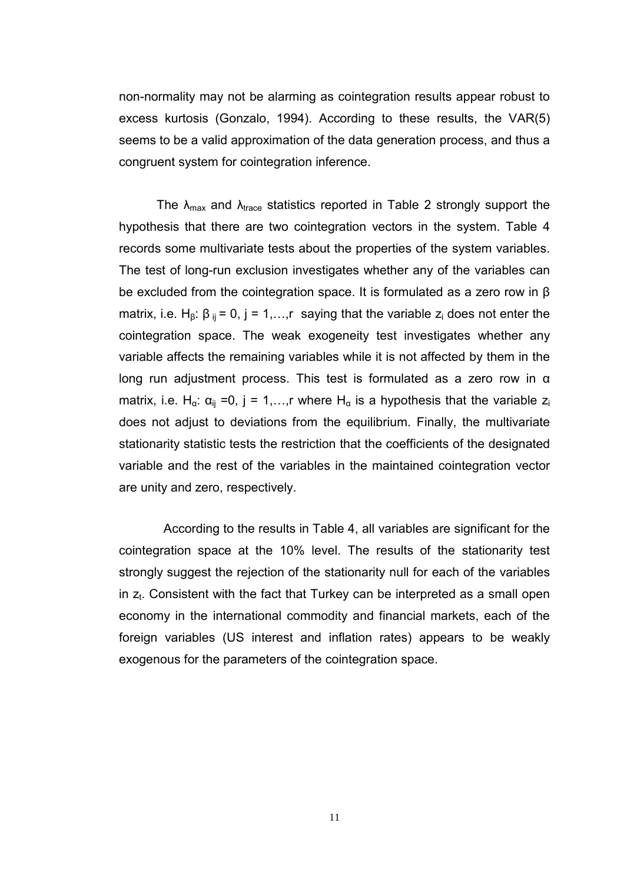non-normality may not be alarming as cointegration results appear robust to excess kurtosis (Gonzalo, 1994). According to these results, the VAR(5) seems to be a valid approximation of the data generation process, and thus a congruent system for cointegration inference.

The $\lambda_{max}$ and $\lambda_{trace}$ statistics reported in Table 2 strongly support the hypothesis that there are two cointegration vectors in the system. Table 4 records some multivariate tests about the properties of the system variables. The test of long-run exclusion investigates whether any of the variables can be excluded from the cointegration space. It is formulated as a zero row in β matrix, i.e. $H_\beta$: $\beta_{ij} = 0$, $j = 1,\ldots,r$ saying that the variable $z_i$ does not enter the cointegration space. The weak exogeneity test investigates whether any variable affects the remaining variables while it is not affected by them in the long run adjustment process. This test is formulated as a zero row in α matrix, i.e. $H_\alpha$: $\alpha_{ij} = 0$, $j = 1,\ldots,r$ where $H_\alpha$ is a hypothesis that the variable $z_i$ does not adjust to deviations from the equilibrium. Finally, the multivariate stationarity statistic tests the restriction that the coefficients of the designated variable and the rest of the variables in the maintained cointegration vector are unity and zero, respectively.

According to the results in Table 4, all variables are significant for the cointegration space at the 10% level. The results of the stationarity test strongly suggest the rejection of the stationarity null for each of the variables in $z_t$. Consistent with the fact that Turkey can be interpreted as a small open economy in the international commodity and financial markets, each of the foreign variables (US interest and inflation rates) appears to be weakly exogenous for the parameters of the cointegration space.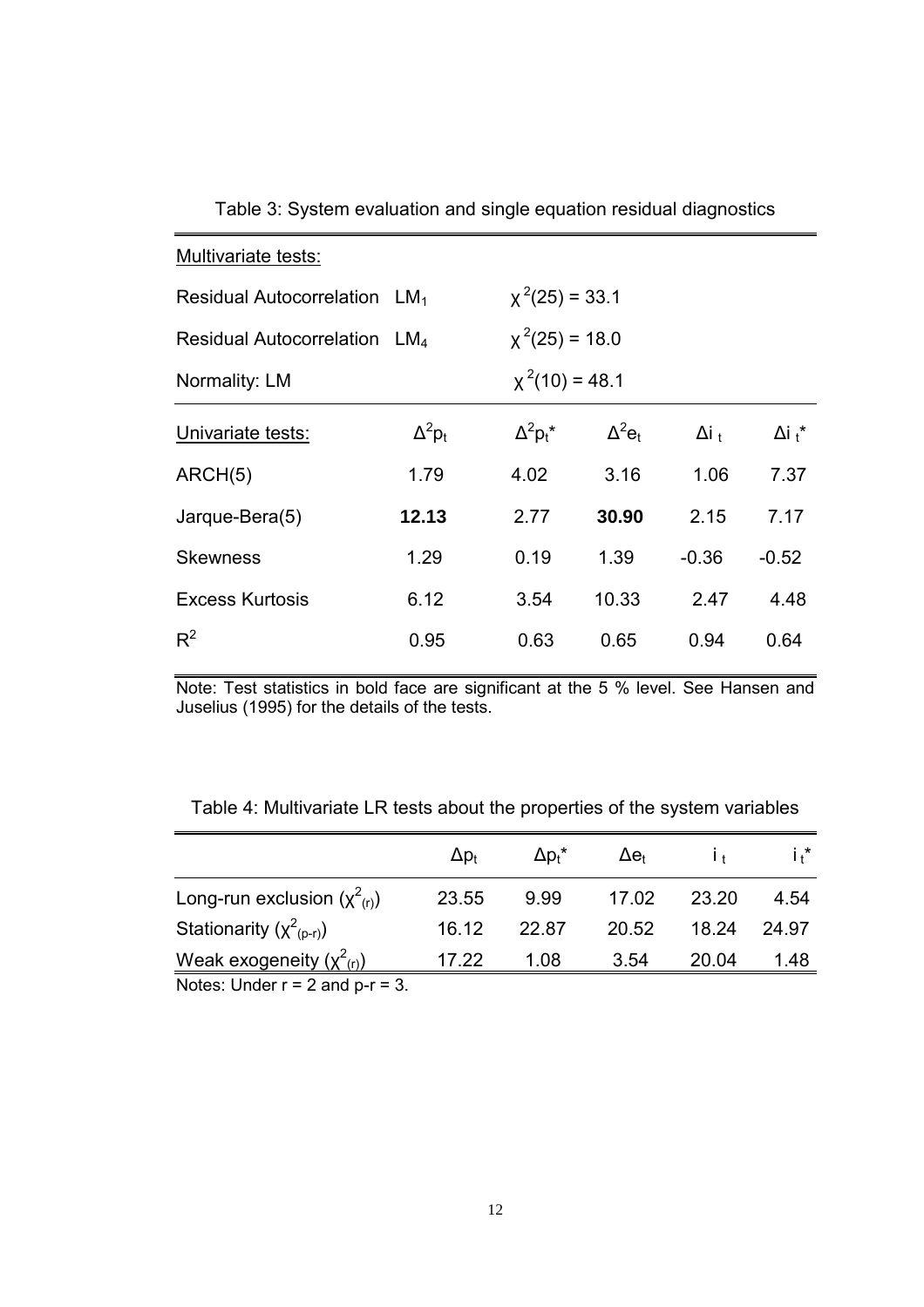Table 3: System evaluation and single equation residual diagnostics

| Multivariate tests: | | | | | |
|---|---|---|---|---|---|
| Residual Autocorrelation $LM_1$ | | $\chi^2(25) = 33.1$ | | | |
| Residual Autocorrelation $LM_4$ | | $\chi^2(25) = 18.0$ | | | |
| Normality: LM | | $\chi^2(10) = 48.1$ | | | |
| **Univariate tests:** | $\Delta^2 p_t$ | $\Delta^2 p_t^*$ | $\Delta^2 e_t$ | $\Delta i_t$ | $\Delta i_t^*$ |
| ARCH(5) | 1.79 | 4.02 | 3.16 | 1.06 | 7.37 |
| Jarque-Bera(5) | **12.13** | 2.77 | **30.90** | 2.15 | 7.17 |
| Skewness | 1.29 | 0.19 | 1.39 | -0.36 | -0.52 |
| Excess Kurtosis | 6.12 | 3.54 | 10.33 | 2.47 | 4.48 |
| $R^2$ | 0.95 | 0.63 | 0.65 | 0.94 | 0.64 |

Note: Test statistics in bold face are significant at the 5 % level. See Hansen and Juselius (1995) for the details of the tests.

Table 4: Multivariate LR tests about the properties of the system variables

| | $\Delta p_t$ | $\Delta p_t^*$ | $\Delta e_t$ | $i_t$ | $i_t^*$ |
|---|---|---|---|---|---|
| Long-run exclusion ($\chi^2_{(r)}$) | 23.55 | 9.99 | 17.02 | 23.20 | 4.54 |
| Stationarity ($\chi^2_{(p-r)}$) | 16.12 | 22.87 | 20.52 | 18.24 | 24.97 |
| Weak exogeneity ($\chi^2_{(r)}$) | 17.22 | 1.08 | 3.54 | 20.04 | 1.48 |

Notes: Under r = 2 and p-r = 3.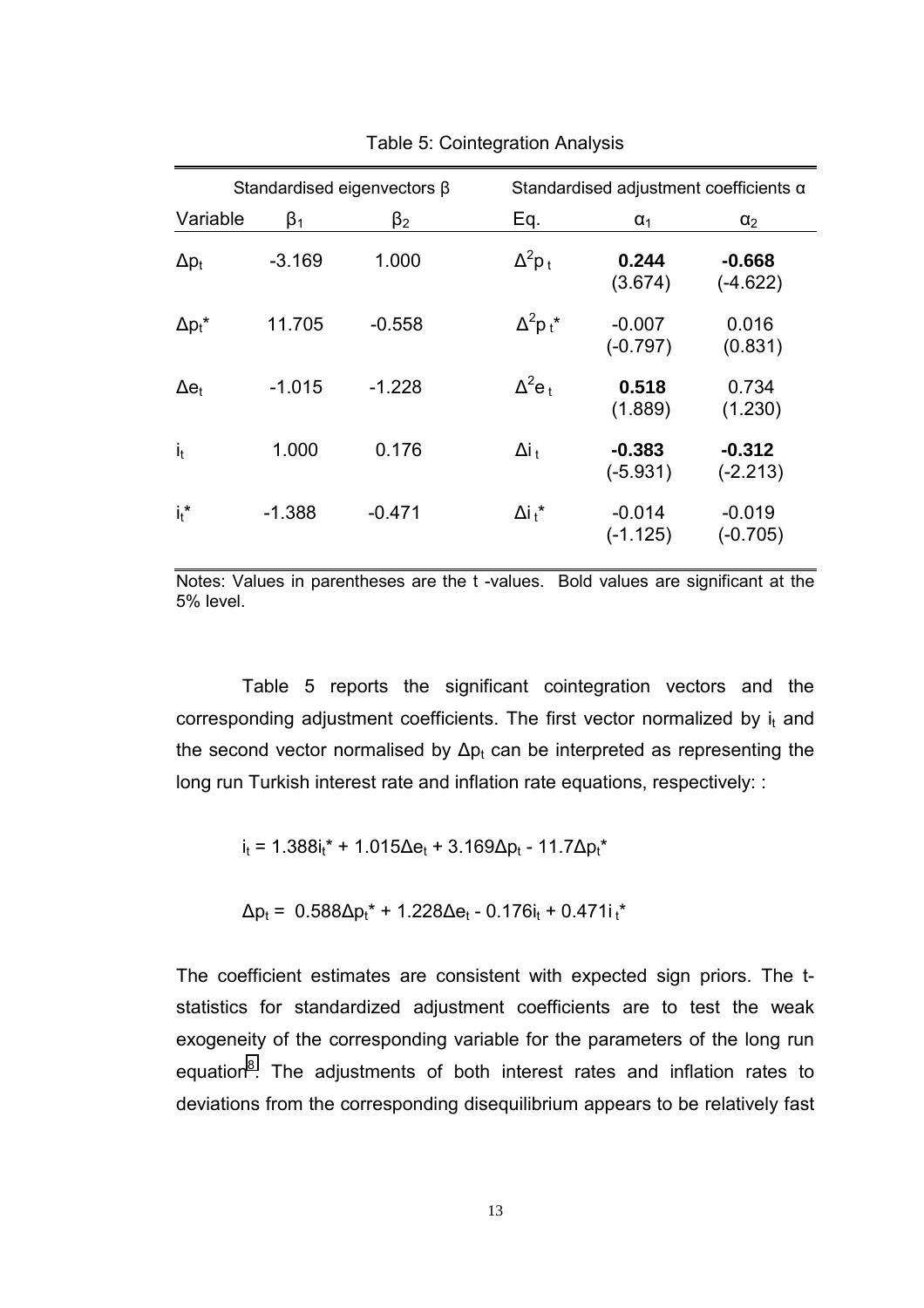Table 5: Cointegration Analysis

| Standardised eigenvectors β | | | Standardised adjustment coefficients α | | |
|---|---|---|---|---|---|
| Variable | $\beta_1$ | $\beta_2$ | Eq. | $\alpha_1$ | $\alpha_2$ |
| $\Delta p_t$ | -3.169 | 1.000 | $\Delta^2 p_t$ | **0.244** (3.674) | **-0.668** (-4.622) |
| $\Delta p_t^*$ | 11.705 | -0.558 | $\Delta^2 p_t^*$ | -0.007 (-0.797) | 0.016 (0.831) |
| $\Delta e_t$ | -1.015 | -1.228 | $\Delta^2 e_t$ | **0.518** (1.889) | 0.734 (1.230) |
| $i_t$ | 1.000 | 0.176 | $\Delta i_t$ | **-0.383** (-5.931) | **-0.312** (-2.213) |
| $i_t^*$ | -1.388 | -0.471 | $\Delta i_t^*$ | -0.014 (-1.125) | -0.019 (-0.705) |

Notes: Values in parentheses are the t -values. Bold values are significant at the 5% level.

Table 5 reports the significant cointegration vectors and the corresponding adjustment coefficients. The first vector normalized by $i_t$ and the second vector normalised by $\Delta p_t$ can be interpreted as representing the long run Turkish interest rate and inflation rate equations, respectively: :

$$i_t = 1.388 i_t^* + 1.015 \Delta e_t + 3.169 \Delta p_t - 11.7 \Delta p_t^*$$

$$\Delta p_t = 0.588 \Delta p_t^* + 1.228 \Delta e_t - 0.176 i_t + 0.471 i_t^*$$

The coefficient estimates are consistent with expected sign priors. The t-statistics for standardized adjustment coefficients are to test the weak exogeneity of the corresponding variable for the parameters of the long run equation[8]. The adjustments of both interest rates and inflation rates to deviations from the corresponding disequilibrium appears to be relatively fast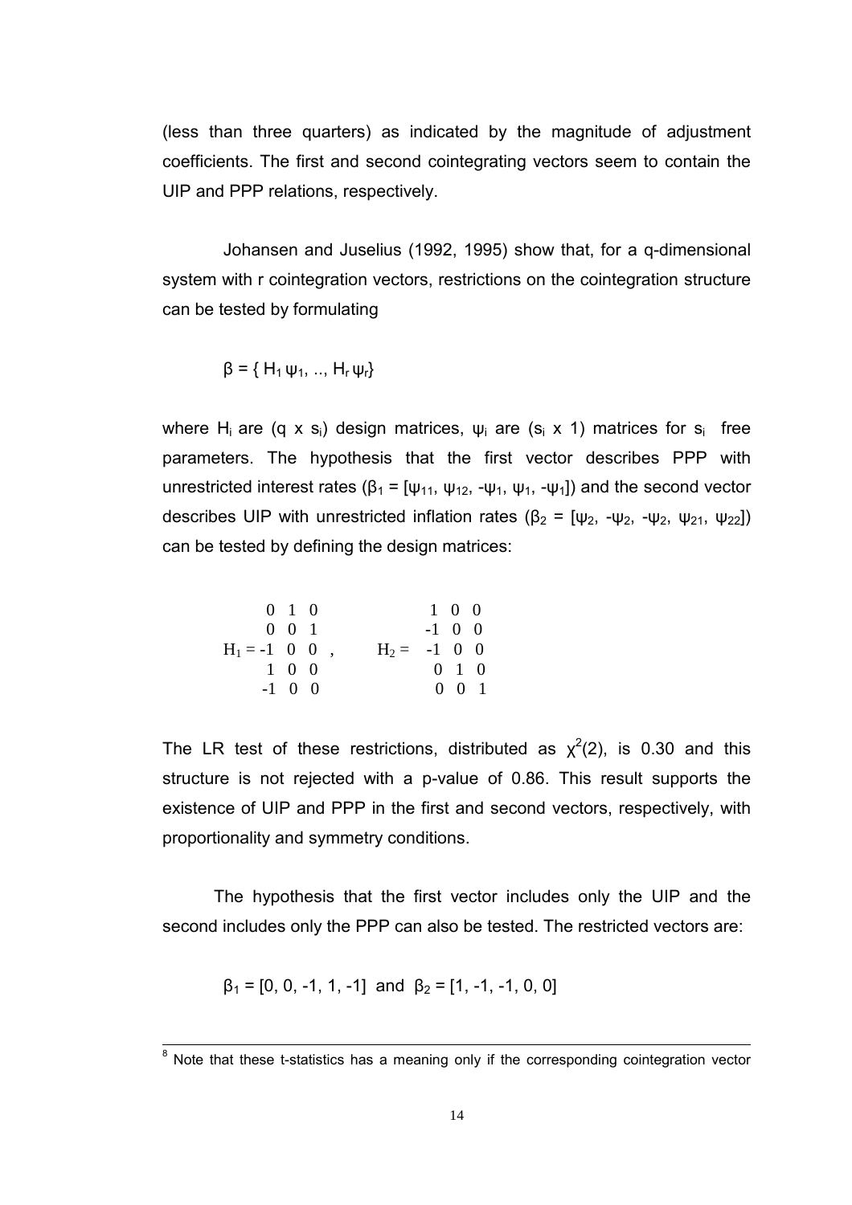(less than three quarters) as indicated by the magnitude of adjustment coefficients. The first and second cointegrating vectors seem to contain the UIP and PPP relations, respectively.

Johansen and Juselius (1992, 1995) show that, for a q-dimensional system with r cointegration vectors, restrictions on the cointegration structure can be tested by formulating

$$\beta = \{ H_1 \psi_1, .., H_r \psi_r\}$$

where $H_i$ are ($q$ x $s_i$) design matrices, $\psi_i$ are ($s_i$ x 1) matrices for $s_i$ free parameters. The hypothesis that the first vector describes PPP with unrestricted interest rates ($\beta_1 = [\psi_{11}, \psi_{12}, -\psi_1, \psi_1, -\psi_1]$) and the second vector describes UIP with unrestricted inflation rates ($\beta_2 = [\psi_2, -\psi_2, -\psi_2, \psi_{21}, \psi_{22}]$) can be tested by defining the design matrices:

$$H_1 = \begin{matrix} 0 & 1 & 0 \\ 0 & 0 & 1 \\ -1 & 0 & 0 \\ 1 & 0 & 0 \\ -1 & 0 & 0 \end{matrix} \quad , \qquad H_2 = \begin{matrix} 1 & 0 & 0 \\ -1 & 0 & 0 \\ -1 & 0 & 0 \\ 0 & 1 & 0 \\ 0 & 0 & 1 \end{matrix}$$

The LR test of these restrictions, distributed as $\chi^2(2)$, is 0.30 and this structure is not rejected with a p-value of 0.86. This result supports the existence of UIP and PPP in the first and second vectors, respectively, with proportionality and symmetry conditions.

The hypothesis that the first vector includes only the UIP and the second includes only the PPP can also be tested. The restricted vectors are:

$$\beta_1 = [0, 0, -1, 1, -1] \text{ and } \beta_2 = [1, -1, -1, 0, 0]$$

[8] Note that these t-statistics has a meaning only if the corresponding cointegration vector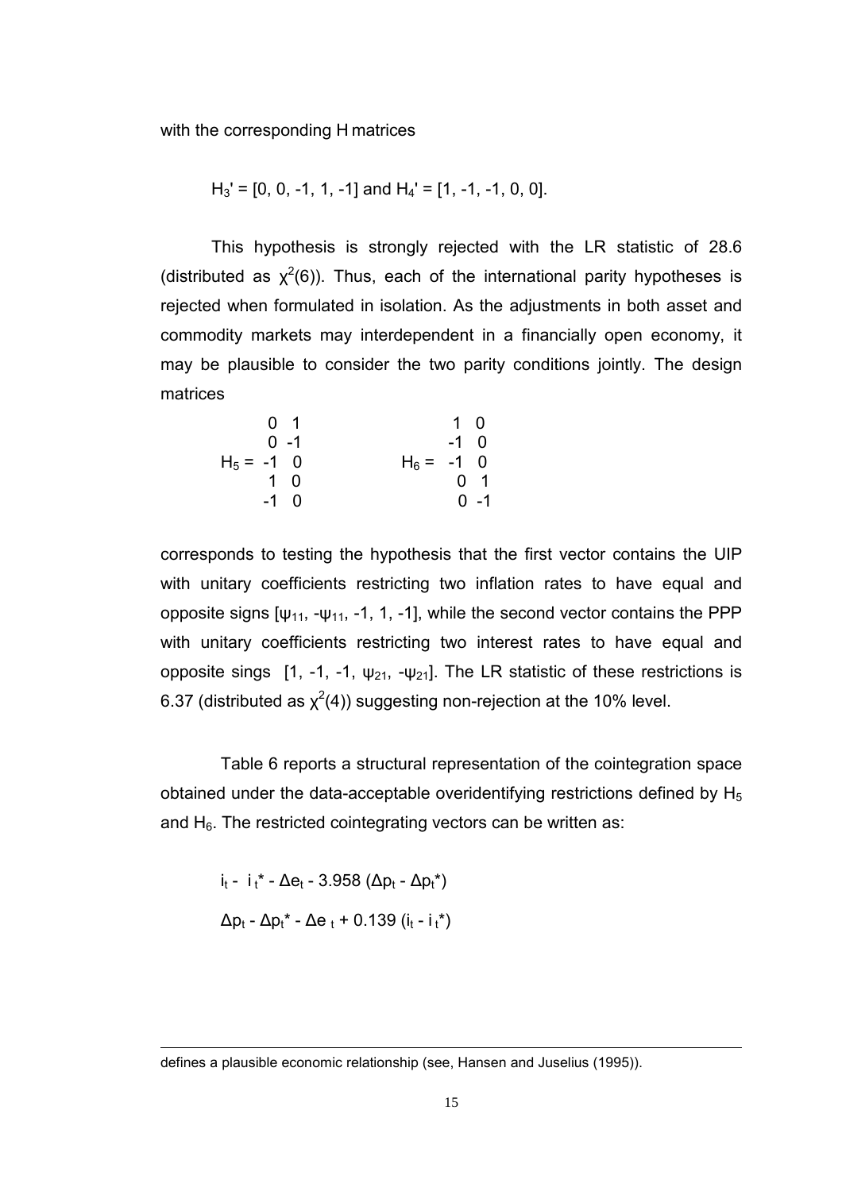with the corresponding H matrices

$$H_3' = [0, 0, -1, 1, -1] \text{ and } H_4' = [1, -1, -1, 0, 0].$$

This hypothesis is strongly rejected with the LR statistic of 28.6 (distributed as $\chi^2(6)$). Thus, each of the international parity hypotheses is rejected when formulated in isolation. As the adjustments in both asset and commodity markets may interdependent in a financially open economy, it may be plausible to consider the two parity conditions jointly. The design matrices

$$H_5 = \begin{matrix} 0 & 1 \\ 0 & -1 \\ -1 & 0 \\ 1 & 0 \\ -1 & 0 \end{matrix} \qquad H_6 = \begin{matrix} 1 & 0 \\ -1 & 0 \\ -1 & 0 \\ 0 & 1 \\ 0 & -1 \end{matrix}$$

corresponds to testing the hypothesis that the first vector contains the UIP with unitary coefficients restricting two inflation rates to have equal and opposite signs $[\psi_{11}, -\psi_{11}, -1, 1, -1]$, while the second vector contains the PPP with unitary coefficients restricting two interest rates to have equal and opposite sings $[1, -1, -1, \psi_{21}, -\psi_{21}]$. The LR statistic of these restrictions is 6.37 (distributed as $\chi^2(4)$) suggesting non-rejection at the 10% level.

Table 6 reports a structural representation of the cointegration space obtained under the data-acceptable overidentifying restrictions defined by $H_5$ and $H_6$. The restricted cointegrating vectors can be written as:

$$i_t - i_t^* - \Delta e_t - 3.958\ (\Delta p_t - \Delta p_t^*)$$

$$\Delta p_t - \Delta p_t^* - \Delta e_t + 0.139\ (i_t - i_t^*)$$

---

defines a plausible economic relationship (see, Hansen and Juselius (1995)).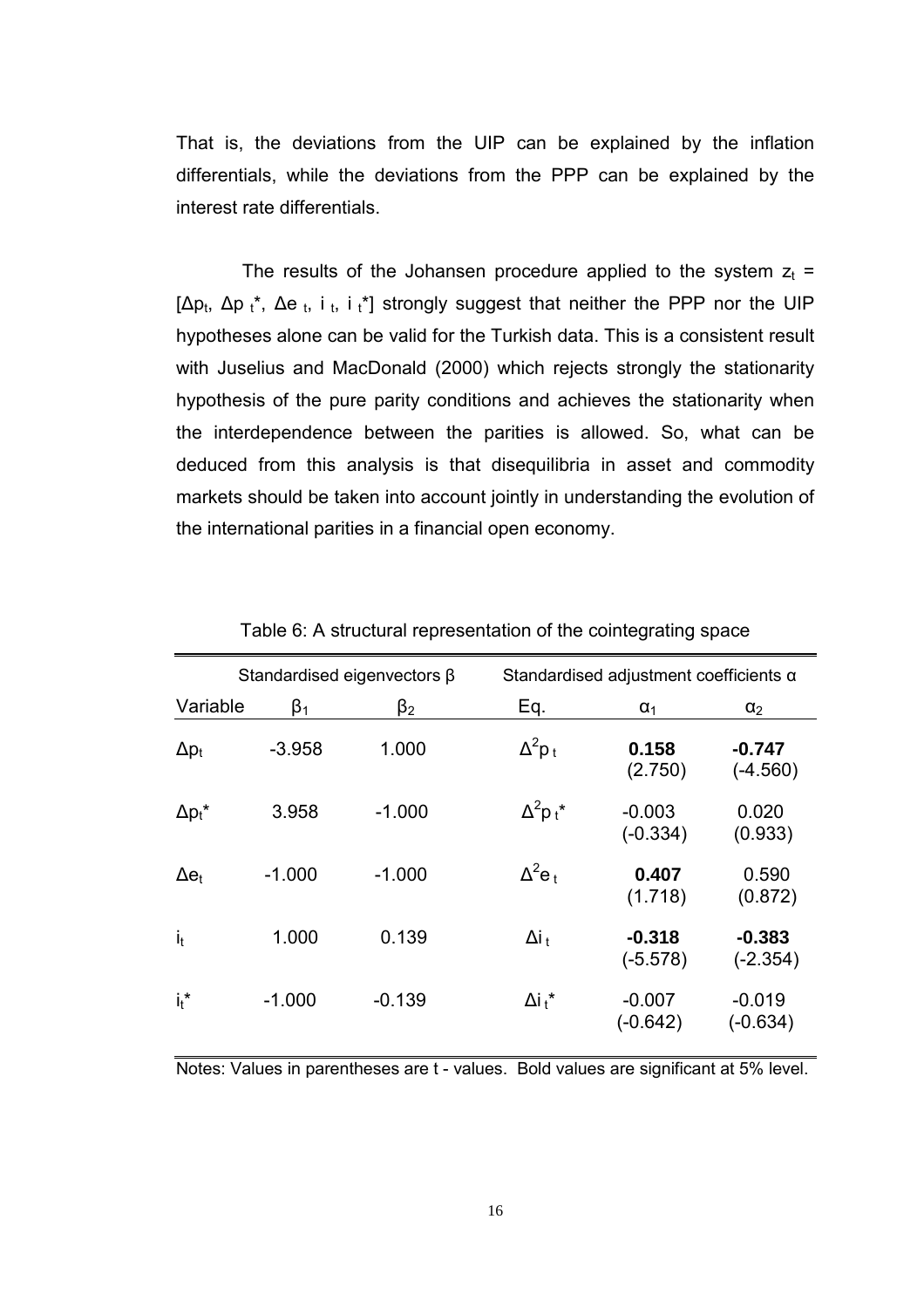That is, the deviations from the UIP can be explained by the inflation differentials, while the deviations from the PPP can be explained by the interest rate differentials.

The results of the Johansen procedure applied to the system $z_t = [\Delta p_t, \Delta p_t^*, \Delta e_t, i_t, i_t^*]$ strongly suggest that neither the PPP nor the UIP hypotheses alone can be valid for the Turkish data. This is a consistent result with Juselius and MacDonald (2000) which rejects strongly the stationarity hypothesis of the pure parity conditions and achieves the stationarity when the interdependence between the parities is allowed. So, what can be deduced from this analysis is that disequilibria in asset and commodity markets should be taken into account jointly in understanding the evolution of the international parities in a financial open economy.

Table 6: A structural representation of the cointegrating space

| Standardised eigenvectors $\beta$ | | | Standardised adjustment coefficients $\alpha$ | | |
|---|---|---|---|---|---|
| Variable | $\beta_1$ | $\beta_2$ | Eq. | $\alpha_1$ | $\alpha_2$ |
| $\Delta p_t$ | -3.958 | 1.000 | $\Delta^2 p_t$ | **0.158** (2.750) | **-0.747** (-4.560) |
| $\Delta p_t^*$ | 3.958 | -1.000 | $\Delta^2 p_t^*$ | -0.003 (-0.334) | 0.020 (0.933) |
| $\Delta e_t$ | -1.000 | -1.000 | $\Delta^2 e_t$ | **0.407** (1.718) | 0.590 (0.872) |
| $i_t$ | 1.000 | 0.139 | $\Delta i_t$ | **-0.318** (-5.578) | **-0.383** (-2.354) |
| $i_t^*$ | -1.000 | -0.139 | $\Delta i_t^*$ | -0.007 (-0.642) | -0.019 (-0.634) |

Notes: Values in parentheses are t - values. Bold values are significant at 5% level.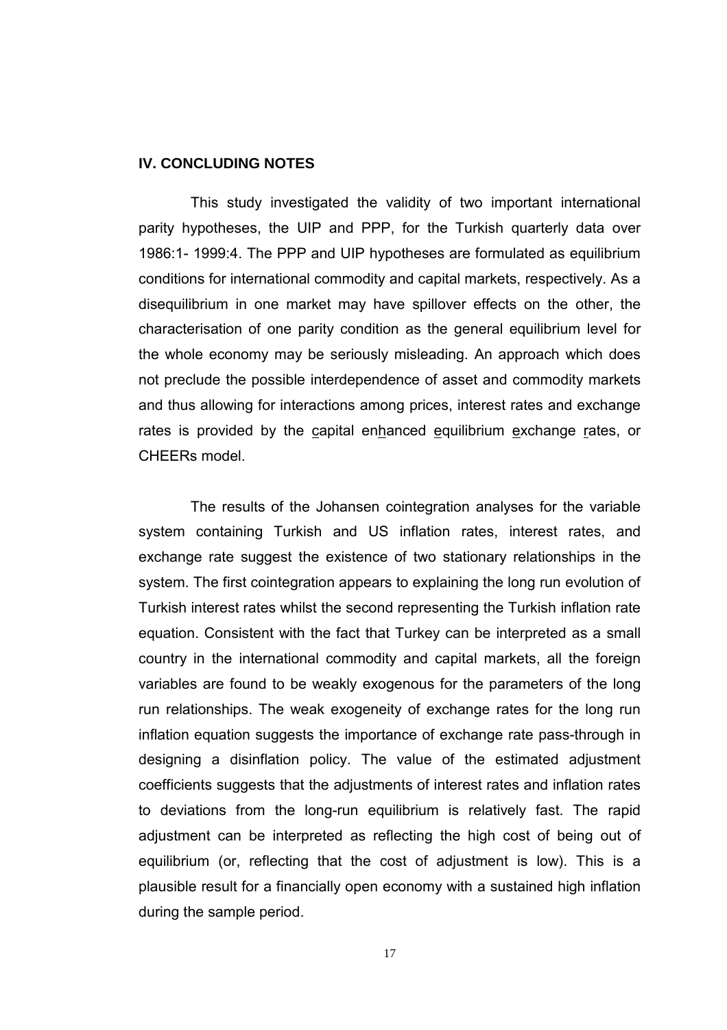## IV. CONCLUDING NOTES

This study investigated the validity of two important international parity hypotheses, the UIP and PPP, for the Turkish quarterly data over 1986:1- 1999:4. The PPP and UIP hypotheses are formulated as equilibrium conditions for international commodity and capital markets, respectively. As a disequilibrium in one market may have spillover effects on the other, the characterisation of one parity condition as the general equilibrium level for the whole economy may be seriously misleading. An approach which does not preclude the possible interdependence of asset and commodity markets and thus allowing for interactions among prices, interest rates and exchange rates is provided by the capital enhanced equilibrium exchange rates, or CHEERs model.

The results of the Johansen cointegration analyses for the variable system containing Turkish and US inflation rates, interest rates, and exchange rate suggest the existence of two stationary relationships in the system. The first cointegration appears to explaining the long run evolution of Turkish interest rates whilst the second representing the Turkish inflation rate equation. Consistent with the fact that Turkey can be interpreted as a small country in the international commodity and capital markets, all the foreign variables are found to be weakly exogenous for the parameters of the long run relationships. The weak exogeneity of exchange rates for the long run inflation equation suggests the importance of exchange rate pass-through in designing a disinflation policy. The value of the estimated adjustment coefficients suggests that the adjustments of interest rates and inflation rates to deviations from the long-run equilibrium is relatively fast. The rapid adjustment can be interpreted as reflecting the high cost of being out of equilibrium (or, reflecting that the cost of adjustment is low). This is a plausible result for a financially open economy with a sustained high inflation during the sample period.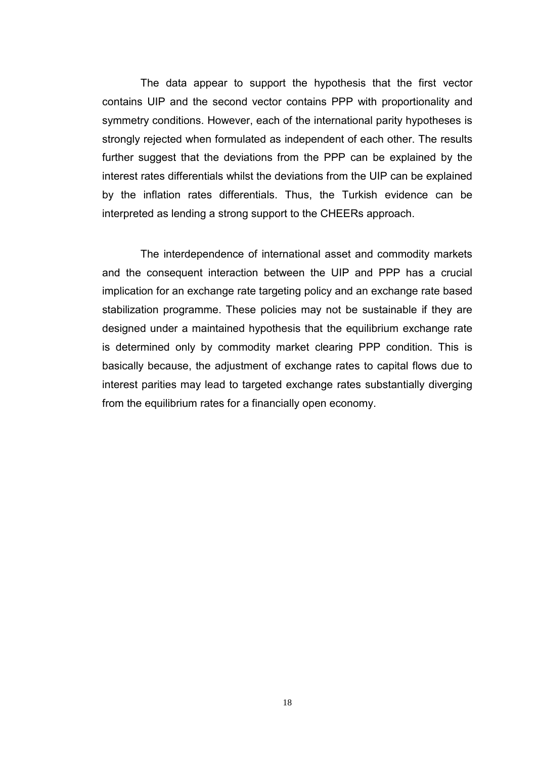The data appear to support the hypothesis that the first vector contains UIP and the second vector contains PPP with proportionality and symmetry conditions. However, each of the international parity hypotheses is strongly rejected when formulated as independent of each other. The results further suggest that the deviations from the PPP can be explained by the interest rates differentials whilst the deviations from the UIP can be explained by the inflation rates differentials. Thus, the Turkish evidence can be interpreted as lending a strong support to the CHEERs approach.

The interdependence of international asset and commodity markets and the consequent interaction between the UIP and PPP has a crucial implication for an exchange rate targeting policy and an exchange rate based stabilization programme. These policies may not be sustainable if they are designed under a maintained hypothesis that the equilibrium exchange rate is determined only by commodity market clearing PPP condition. This is basically because, the adjustment of exchange rates to capital flows due to interest parities may lead to targeted exchange rates substantially diverging from the equilibrium rates for a financially open economy.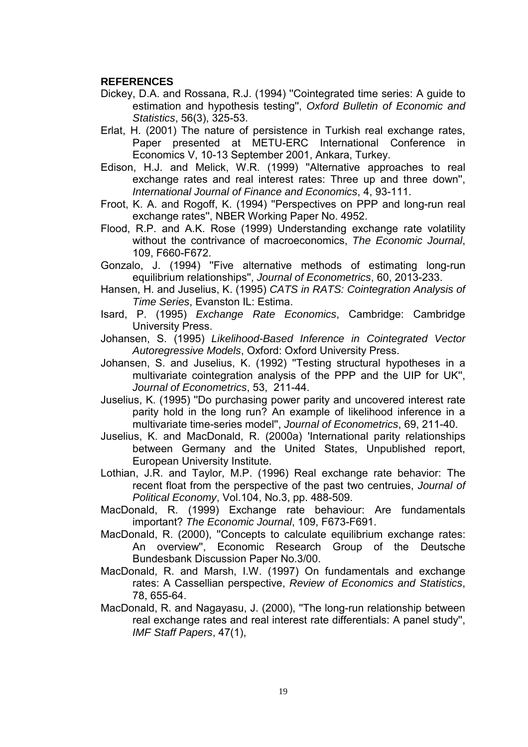## REFERENCES

Dickey, D.A. and Rossana, R.J. (1994) "Cointegrated time series: A guide to estimation and hypothesis testing", *Oxford Bulletin of Economic and Statistics*, 56(3), 325-53.

Erlat, H. (2001) The nature of persistence in Turkish real exchange rates, Paper presented at METU-ERC International Conference in Economics V, 10-13 September 2001, Ankara, Turkey.

Edison, H.J. and Melick, W.R. (1999) "Alternative approaches to real exchange rates and real interest rates: Three up and three down", *International Journal of Finance and Economics*, 4, 93-111.

Froot, K. A. and Rogoff, K. (1994) "Perspectives on PPP and long-run real exchange rates", NBER Working Paper No. 4952.

Flood, R.P. and A.K. Rose (1999) Understanding exchange rate volatility without the contrivance of macroeconomics, *The Economic Journal*, 109, F660-F672.

Gonzalo, J. (1994) "Five alternative methods of estimating long-run equilibrium relationships", *Journal of Econometrics*, 60, 2013-233.

Hansen, H. and Juselius, K. (1995) *CATS in RATS: Cointegration Analysis of Time Series*, Evanston IL: Estima.

Isard, P. (1995) *Exchange Rate Economics*, Cambridge: Cambridge University Press.

Johansen, S. (1995) *Likelihood-Based Inference in Cointegrated Vector Autoregressive Models*, Oxford: Oxford University Press.

Johansen, S. and Juselius, K. (1992) "Testing structural hypotheses in a multivariate cointegration analysis of the PPP and the UIP for UK", *Journal of Econometrics*, 53, 211-44.

Juselius, K. (1995) "Do purchasing power parity and uncovered interest rate parity hold in the long run? An example of likelihood inference in a multivariate time-series model", *Journal of Econometrics*, 69, 211-40.

Juselius, K. and MacDonald, R. (2000a) 'International parity relationships between Germany and the United States, Unpublished report, European University Institute.

Lothian, J.R. and Taylor, M.P. (1996) Real exchange rate behavior: The recent float from the perspective of the past two centruies, *Journal of Political Economy*, Vol.104, No.3, pp. 488-509.

MacDonald, R. (1999) Exchange rate behaviour: Are fundamentals important? *The Economic Journal*, 109, F673-F691.

MacDonald, R. (2000), "Concepts to calculate equilibrium exchange rates: An overview", Economic Research Group of the Deutsche Bundesbank Discussion Paper No.3/00.

MacDonald, R. and Marsh, I.W. (1997) On fundamentals and exchange rates: A Cassellian perspective, *Review of Economics and Statistics*, 78, 655-64.

MacDonald, R. and Nagayasu, J. (2000), "The long-run relationship between real exchange rates and real interest rate differentials: A panel study", *IMF Staff Papers*, 47(1),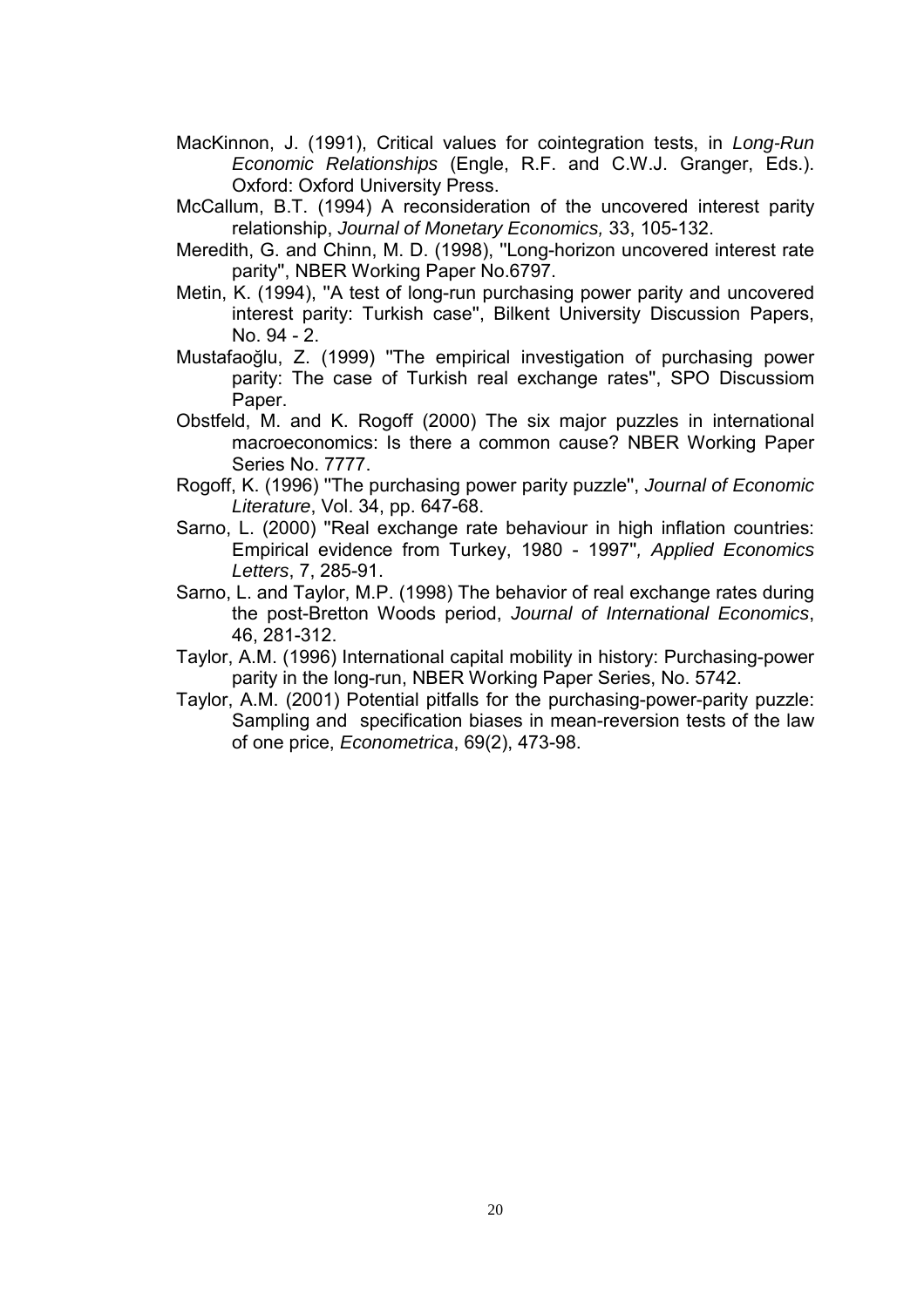MacKinnon, J. (1991), Critical values for cointegration tests, in *Long-Run Economic Relationships* (Engle, R.F. and C.W.J. Granger, Eds.). Oxford: Oxford University Press.

McCallum, B.T. (1994) A reconsideration of the uncovered interest parity relationship, *Journal of Monetary Economics,* 33, 105-132.

Meredith, G. and Chinn, M. D. (1998), "Long-horizon uncovered interest rate parity", NBER Working Paper No.6797.

Metin, K. (1994), "A test of long-run purchasing power parity and uncovered interest parity: Turkish case", Bilkent University Discussion Papers, No. 94 - 2.

Mustafaoğlu, Z. (1999) "The empirical investigation of purchasing power parity: The case of Turkish real exchange rates", SPO Discussiom Paper.

Obstfeld, M. and K. Rogoff (2000) The six major puzzles in international macroeconomics: Is there a common cause? NBER Working Paper Series No. 7777.

Rogoff, K. (1996) "The purchasing power parity puzzle", *Journal of Economic Literature*, Vol. 34, pp. 647-68.

Sarno, L. (2000) "Real exchange rate behaviour in high inflation countries: Empirical evidence from Turkey, 1980 - 1997", *Applied Economics Letters*, 7, 285-91.

Sarno, L. and Taylor, M.P. (1998) The behavior of real exchange rates during the post-Bretton Woods period, *Journal of International Economics*, 46, 281-312.

Taylor, A.M. (1996) International capital mobility in history: Purchasing-power parity in the long-run, NBER Working Paper Series, No. 5742.

Taylor, A.M. (2001) Potential pitfalls for the purchasing-power-parity puzzle: Sampling and specification biases in mean-reversion tests of the law of one price, *Econometrica*, 69(2), 473-98.